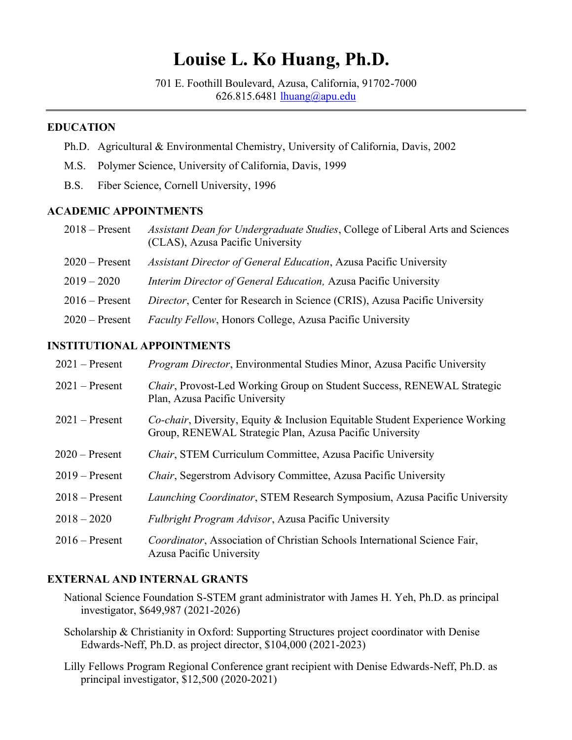# Louise L. Ko Huang, Ph.D.

701 E. Foothill Boulevard, Azusa, California, 91702-7000
626.815.6481 lhuang@apu.edu

---

## EDUCATION

Ph.D. Agricultural & Environmental Chemistry, University of California, Davis, 2002

M.S. Polymer Science, University of California, Davis, 1999

B.S. Fiber Science, Cornell University, 1996

## ACADEMIC APPOINTMENTS

2018 – Present *Assistant Dean for Undergraduate Studies*, College of Liberal Arts and Sciences (CLAS), Azusa Pacific University

2020 – Present *Assistant Director of General Education*, Azusa Pacific University

2019 – 2020 *Interim Director of General Education,* Azusa Pacific University

2016 – Present *Director*, Center for Research in Science (CRIS), Azusa Pacific University

2020 – Present *Faculty Fellow*, Honors College, Azusa Pacific University

## INSTITUTIONAL APPOINTMENTS

2021 – Present *Program Director*, Environmental Studies Minor, Azusa Pacific University

2021 – Present *Chair*, Provost-Led Working Group on Student Success, RENEWAL Strategic Plan, Azusa Pacific University

2021 – Present *Co-chair*, Diversity, Equity & Inclusion Equitable Student Experience Working Group, RENEWAL Strategic Plan, Azusa Pacific University

2020 – Present *Chair*, STEM Curriculum Committee, Azusa Pacific University

2019 – Present *Chair*, Segerstrom Advisory Committee, Azusa Pacific University

2018 – Present *Launching Coordinator*, STEM Research Symposium, Azusa Pacific University

2018 – 2020 *Fulbright Program Advisor*, Azusa Pacific University

2016 – Present *Coordinator*, Association of Christian Schools International Science Fair, Azusa Pacific University

## EXTERNAL AND INTERNAL GRANTS

National Science Foundation S-STEM grant administrator with James H. Yeh, Ph.D. as principal investigator, $649,987 (2021-2026)

Scholarship & Christianity in Oxford: Supporting Structures project coordinator with Denise Edwards-Neff, Ph.D. as project director, $104,000 (2021-2023)

Lilly Fellows Program Regional Conference grant recipient with Denise Edwards-Neff, Ph.D. as principal investigator, $12,500 (2020-2021)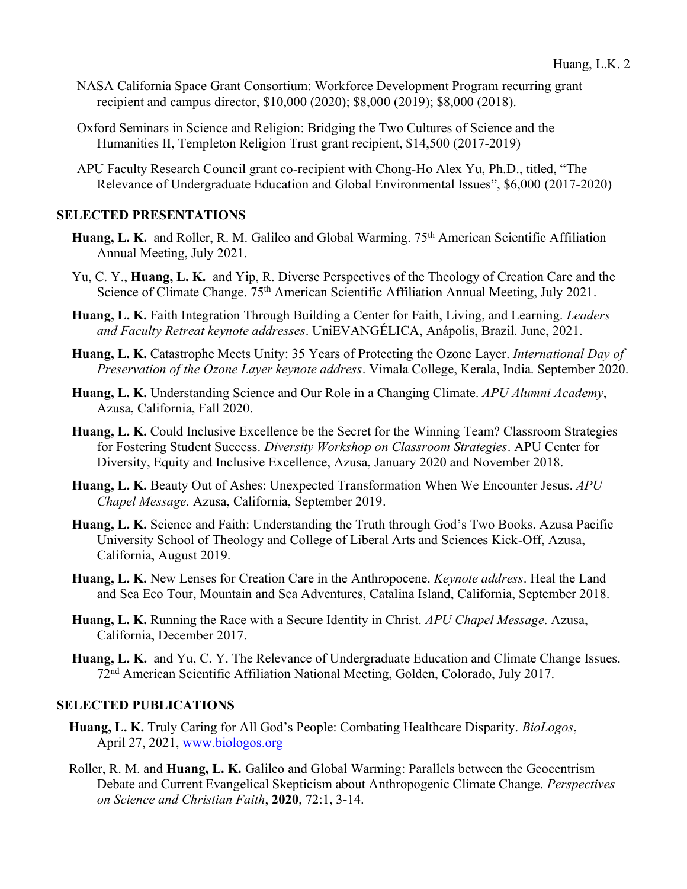NASA California Space Grant Consortium: Workforce Development Program recurring grant recipient and campus director, $10,000 (2020); $8,000 (2019); $8,000 (2018).

Oxford Seminars in Science and Religion: Bridging the Two Cultures of Science and the Humanities II, Templeton Religion Trust grant recipient, $14,500 (2017-2019)

APU Faculty Research Council grant co-recipient with Chong-Ho Alex Yu, Ph.D., titled, "The Relevance of Undergraduate Education and Global Environmental Issues", $6,000 (2017-2020)

## SELECTED PRESENTATIONS

**Huang, L. K.** and Roller, R. M. Galileo and Global Warming. 75th American Scientific Affiliation Annual Meeting, July 2021.

Yu, C. Y., **Huang, L. K.** and Yip, R. Diverse Perspectives of the Theology of Creation Care and the Science of Climate Change. 75th American Scientific Affiliation Annual Meeting, July 2021.

**Huang, L. K.** Faith Integration Through Building a Center for Faith, Living, and Learning. *Leaders and Faculty Retreat keynote addresses*. UniEVANGÉLICA, Anápolis, Brazil. June, 2021.

**Huang, L. K.** Catastrophe Meets Unity: 35 Years of Protecting the Ozone Layer. *International Day of Preservation of the Ozone Layer keynote address*. Vimala College, Kerala, India. September 2020.

**Huang, L. K.** Understanding Science and Our Role in a Changing Climate. *APU Alumni Academy*, Azusa, California, Fall 2020.

**Huang, L. K.** Could Inclusive Excellence be the Secret for the Winning Team? Classroom Strategies for Fostering Student Success. *Diversity Workshop on Classroom Strategies*. APU Center for Diversity, Equity and Inclusive Excellence, Azusa, January 2020 and November 2018.

**Huang, L. K.** Beauty Out of Ashes: Unexpected Transformation When We Encounter Jesus. *APU Chapel Message.* Azusa, California, September 2019.

**Huang, L. K.** Science and Faith: Understanding the Truth through God's Two Books. Azusa Pacific University School of Theology and College of Liberal Arts and Sciences Kick-Off, Azusa, California, August 2019.

**Huang, L. K.** New Lenses for Creation Care in the Anthropocene. *Keynote address*. Heal the Land and Sea Eco Tour, Mountain and Sea Adventures, Catalina Island, California, September 2018.

**Huang, L. K.** Running the Race with a Secure Identity in Christ. *APU Chapel Message*. Azusa, California, December 2017.

**Huang, L. K.** and Yu, C. Y. The Relevance of Undergraduate Education and Climate Change Issues. 72nd American Scientific Affiliation National Meeting, Golden, Colorado, July 2017.

## SELECTED PUBLICATIONS

**Huang, L. K.** Truly Caring for All God's People: Combating Healthcare Disparity. *BioLogos*, April 27, 2021, www.biologos.org

Roller, R. M. and **Huang, L. K.** Galileo and Global Warming: Parallels between the Geocentrism Debate and Current Evangelical Skepticism about Anthropogenic Climate Change. *Perspectives on Science and Christian Faith*, **2020**, 72:1, 3-14.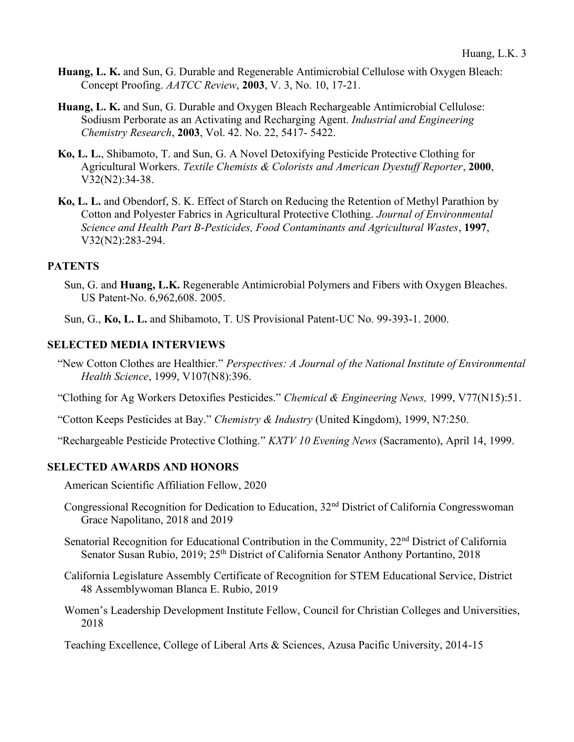**Huang, L. K.** and Sun, G. Durable and Regenerable Antimicrobial Cellulose with Oxygen Bleach: Concept Proofing. *AATCC Review*, **2003**, V. 3, No. 10, 17-21.

**Huang, L. K.** and Sun, G. Durable and Oxygen Bleach Rechargeable Antimicrobial Cellulose: Sodiusm Perborate as an Activating and Recharging Agent. *Industrial and Engineering Chemistry Research*, **2003**, Vol. 42. No. 22, 5417- 5422.

**Ko, L. L.**, Shibamoto, T. and Sun, G. A Novel Detoxifying Pesticide Protective Clothing for Agricultural Workers. *Textile Chemists & Colorists and American Dyestuff Reporter*, **2000**, V32(N2):34-38.

**Ko, L. L.** and Obendorf, S. K. Effect of Starch on Reducing the Retention of Methyl Parathion by Cotton and Polyester Fabrics in Agricultural Protective Clothing. *Journal of Environmental Science and Health Part B-Pesticides, Food Contaminants and Agricultural Wastes*, **1997**, V32(N2):283-294.

## PATENTS

Sun, G. and **Huang, L.K.** Regenerable Antimicrobial Polymers and Fibers with Oxygen Bleaches. US Patent-No. 6,962,608. 2005.

Sun, G., **Ko, L. L.** and Shibamoto, T. US Provisional Patent-UC No. 99-393-1. 2000.

## SELECTED MEDIA INTERVIEWS

"New Cotton Clothes are Healthier." *Perspectives: A Journal of the National Institute of Environmental Health Science*, 1999, V107(N8):396.

"Clothing for Ag Workers Detoxifies Pesticides." *Chemical & Engineering News,* 1999, V77(N15):51.

"Cotton Keeps Pesticides at Bay." *Chemistry & Industry* (United Kingdom), 1999, N7:250.

"Rechargeable Pesticide Protective Clothing." *KXTV 10 Evening News* (Sacramento), April 14, 1999.

## SELECTED AWARDS AND HONORS

American Scientific Affiliation Fellow, 2020

Congressional Recognition for Dedication to Education, 32nd District of California Congresswoman Grace Napolitano, 2018 and 2019

Senatorial Recognition for Educational Contribution in the Community, 22nd District of California Senator Susan Rubio, 2019; 25th District of California Senator Anthony Portantino, 2018

California Legislature Assembly Certificate of Recognition for STEM Educational Service, District 48 Assemblywoman Blanca E. Rubio, 2019

Women's Leadership Development Institute Fellow, Council for Christian Colleges and Universities, 2018

Teaching Excellence, College of Liberal Arts & Sciences, Azusa Pacific University, 2014-15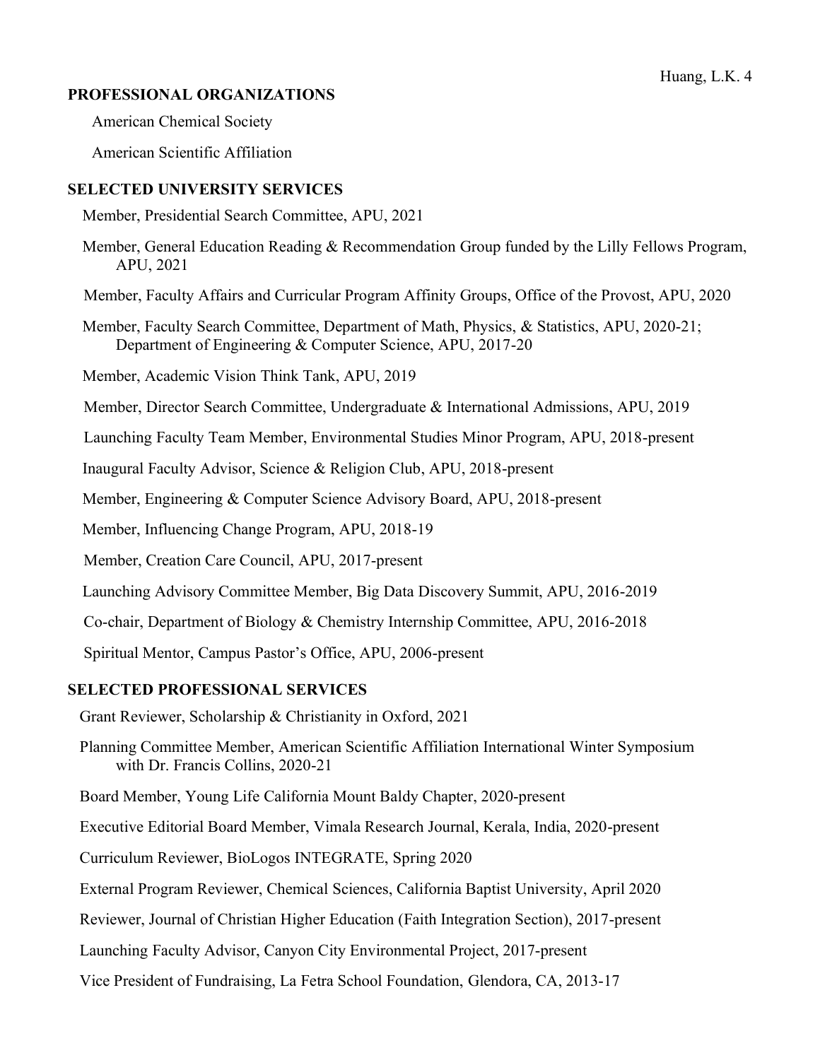## PROFESSIONAL ORGANIZATIONS

American Chemical Society

American Scientific Affiliation

## SELECTED UNIVERSITY SERVICES

Member, Presidential Search Committee, APU, 2021

Member, General Education Reading & Recommendation Group funded by the Lilly Fellows Program, APU, 2021

Member, Faculty Affairs and Curricular Program Affinity Groups, Office of the Provost, APU, 2020

Member, Faculty Search Committee, Department of Math, Physics, & Statistics, APU, 2020-21; Department of Engineering & Computer Science, APU, 2017-20

Member, Academic Vision Think Tank, APU, 2019

Member, Director Search Committee, Undergraduate & International Admissions, APU, 2019

Launching Faculty Team Member, Environmental Studies Minor Program, APU, 2018-present

Inaugural Faculty Advisor, Science & Religion Club, APU, 2018-present

Member, Engineering & Computer Science Advisory Board, APU, 2018-present

Member, Influencing Change Program, APU, 2018-19

Member, Creation Care Council, APU, 2017-present

Launching Advisory Committee Member, Big Data Discovery Summit, APU, 2016-2019

Co-chair, Department of Biology & Chemistry Internship Committee, APU, 2016-2018

Spiritual Mentor, Campus Pastor's Office, APU, 2006-present

## SELECTED PROFESSIONAL SERVICES

Grant Reviewer, Scholarship & Christianity in Oxford, 2021

Planning Committee Member, American Scientific Affiliation International Winter Symposium with Dr. Francis Collins, 2020-21

Board Member, Young Life California Mount Baldy Chapter, 2020-present

Executive Editorial Board Member, Vimala Research Journal, Kerala, India, 2020-present

Curriculum Reviewer, BioLogos INTEGRATE, Spring 2020

External Program Reviewer, Chemical Sciences, California Baptist University, April 2020

Reviewer, Journal of Christian Higher Education (Faith Integration Section), 2017-present

Launching Faculty Advisor, Canyon City Environmental Project, 2017-present

Vice President of Fundraising, La Fetra School Foundation, Glendora, CA, 2013-17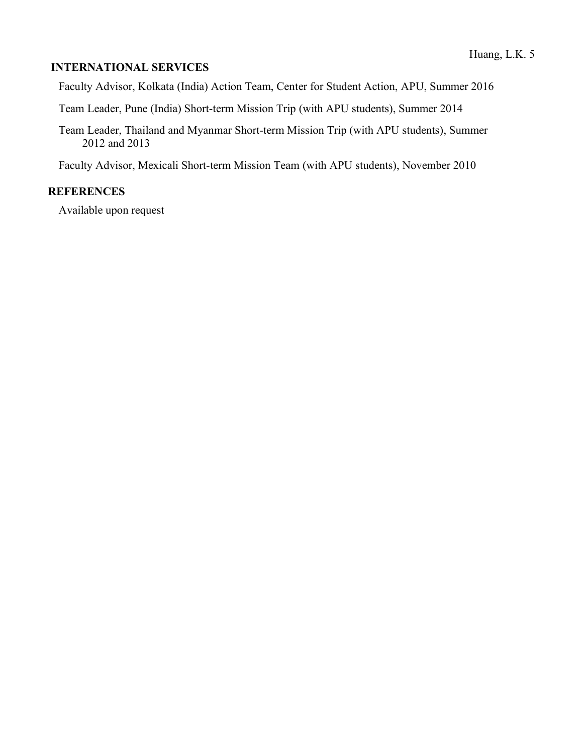## INTERNATIONAL SERVICES

Faculty Advisor, Kolkata (India) Action Team, Center for Student Action, APU, Summer 2016

Team Leader, Pune (India) Short-term Mission Trip (with APU students), Summer 2014

Team Leader, Thailand and Myanmar Short-term Mission Trip (with APU students), Summer 2012 and 2013

Faculty Advisor, Mexicali Short-term Mission Team (with APU students), November 2010

## REFERENCES

Available upon request